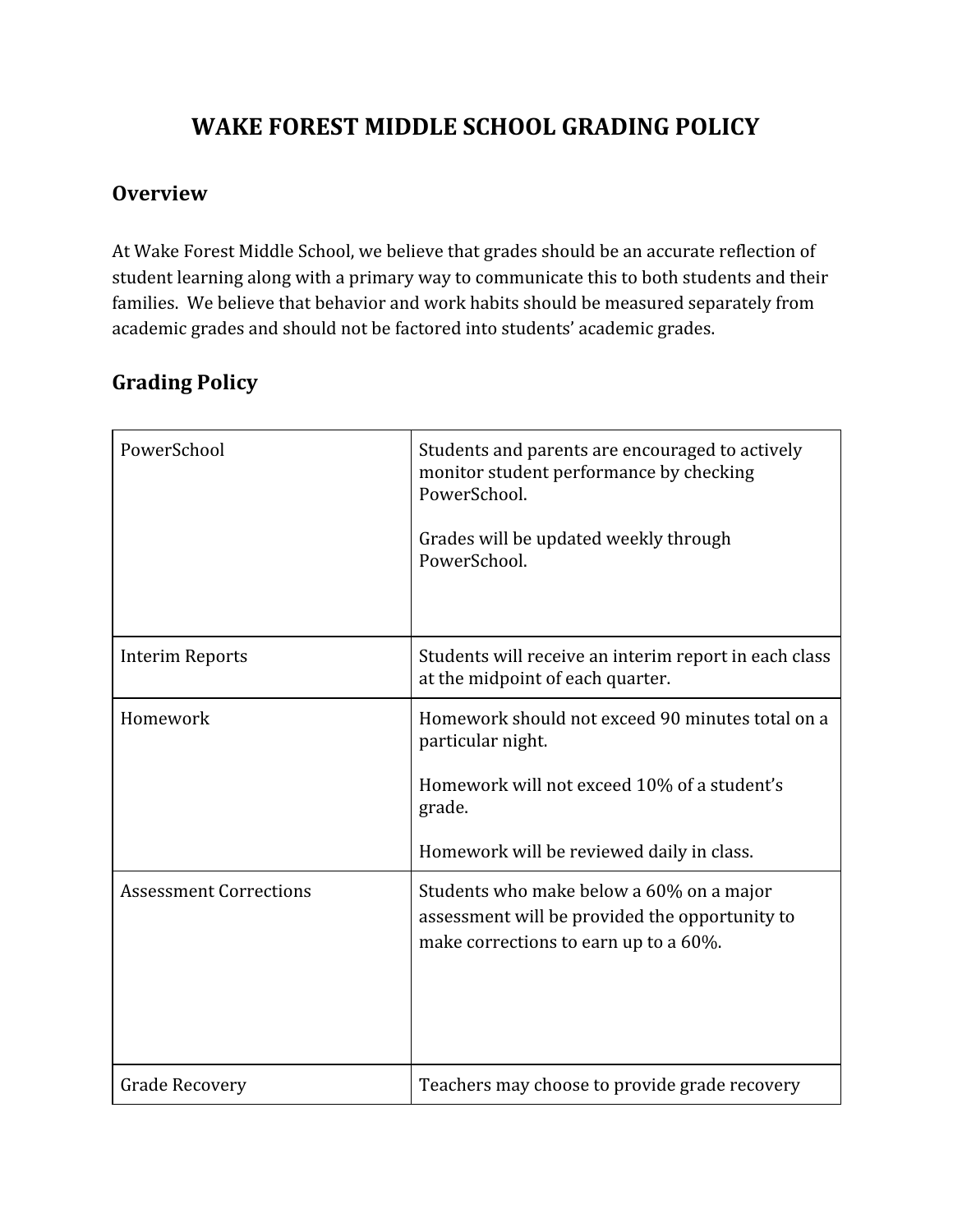# WAKE FOREST MIDDLE SCHOOL GRADING POLICY

## Overview

At Wake Forest Middle School, we believe that grades should be an accurate reflection of student learning along with a primary way to communicate this to both students and their families. We believe that behavior and work habits should be measured separately from academic grades and should not be factored into students' academic grades.

## Grading Policy

| | |
|---|---|
| PowerSchool | Students and parents are encouraged to actively monitor student performance by checking PowerSchool.<br><br>Grades will be updated weekly through PowerSchool. |
| Interim Reports | Students will receive an interim report in each class at the midpoint of each quarter. |
| Homework | Homework should not exceed 90 minutes total on a particular night.<br><br>Homework will not exceed 10% of a student's grade.<br><br>Homework will be reviewed daily in class. |
| Assessment Corrections | Students who make below a 60% on a major assessment will be provided the opportunity to make corrections to earn up to a 60%. |
| Grade Recovery | Teachers may choose to provide grade recovery |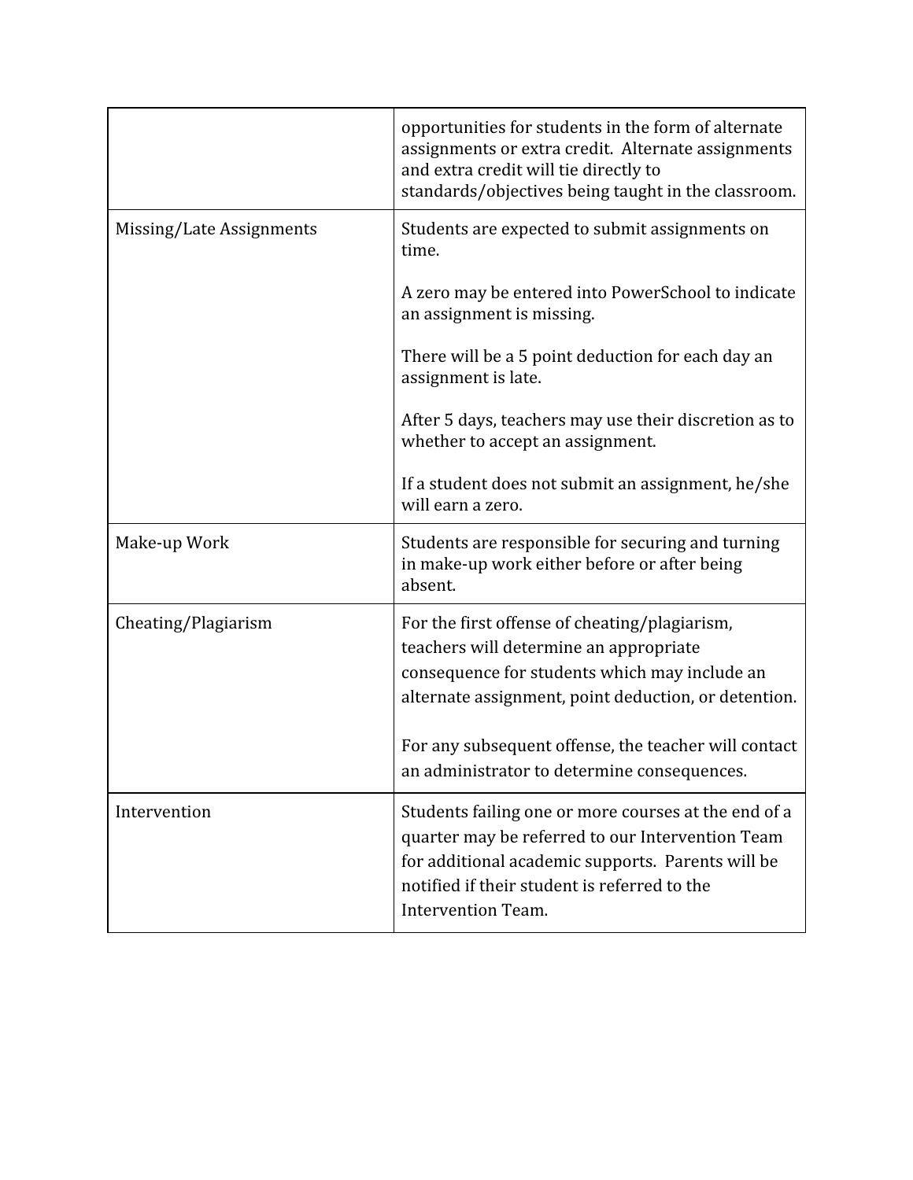| | |
|---|---|
| | opportunities for students in the form of alternate assignments or extra credit. Alternate assignments and extra credit will tie directly to standards/objectives being taught in the classroom. |
| Missing/Late Assignments | Students are expected to submit assignments on time.<br><br>A zero may be entered into PowerSchool to indicate an assignment is missing.<br><br>There will be a 5 point deduction for each day an assignment is late.<br><br>After 5 days, teachers may use their discretion as to whether to accept an assignment.<br><br>If a student does not submit an assignment, he/she will earn a zero. |
| Make-up Work | Students are responsible for securing and turning in make-up work either before or after being absent. |
| Cheating/Plagiarism | For the first offense of cheating/plagiarism, teachers will determine an appropriate consequence for students which may include an alternate assignment, point deduction, or detention.<br><br>For any subsequent offense, the teacher will contact an administrator to determine consequences. |
| Intervention | Students failing one or more courses at the end of a quarter may be referred to our Intervention Team for additional academic supports. Parents will be notified if their student is referred to the Intervention Team. |